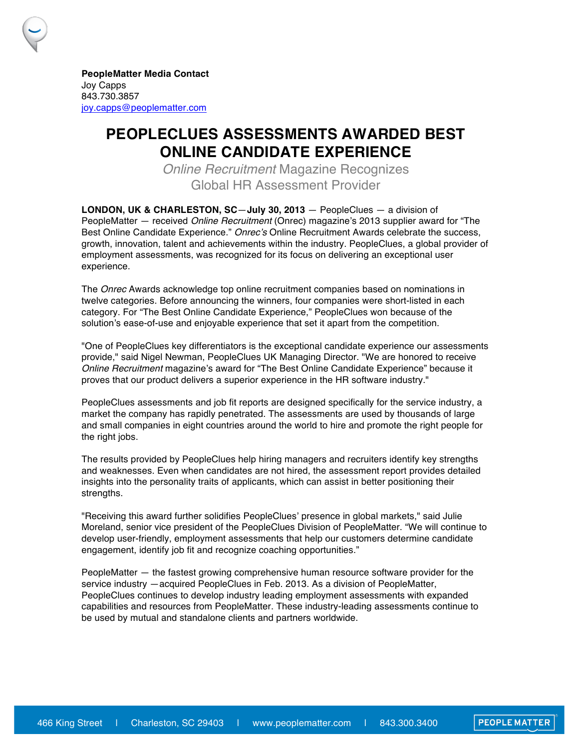**PeopleMatter Media Contact**
Joy Capps
843.730.3857
joy.capps@peoplematter.com

# PEOPLECLUES ASSESSMENTS AWARDED BEST ONLINE CANDIDATE EXPERIENCE

## *Online Recruitment* Magazine Recognizes Global HR Assessment Provider

**LONDON, UK & CHARLESTON, SC—July 30, 2013** — PeopleClues — a division of PeopleMatter — received *Online Recruitment* (Onrec) magazine's 2013 supplier award for "The Best Online Candidate Experience." *Onrec's* Online Recruitment Awards celebrate the success, growth, innovation, talent and achievements within the industry. PeopleClues, a global provider of employment assessments, was recognized for its focus on delivering an exceptional user experience.

The *Onrec* Awards acknowledge top online recruitment companies based on nominations in twelve categories. Before announcing the winners, four companies were short-listed in each category. For "The Best Online Candidate Experience," PeopleClues won because of the solution's ease-of-use and enjoyable experience that set it apart from the competition.

"One of PeopleClues key differentiators is the exceptional candidate experience our assessments provide," said Nigel Newman, PeopleClues UK Managing Director. "We are honored to receive *Online Recruitment* magazine's award for "The Best Online Candidate Experience" because it proves that our product delivers a superior experience in the HR software industry."

PeopleClues assessments and job fit reports are designed specifically for the service industry, a market the company has rapidly penetrated. The assessments are used by thousands of large and small companies in eight countries around the world to hire and promote the right people for the right jobs.

The results provided by PeopleClues help hiring managers and recruiters identify key strengths and weaknesses. Even when candidates are not hired, the assessment report provides detailed insights into the personality traits of applicants, which can assist in better positioning their strengths.

"Receiving this award further solidifies PeopleClues' presence in global markets," said Julie Moreland, senior vice president of the PeopleClues Division of PeopleMatter. "We will continue to develop user-friendly, employment assessments that help our customers determine candidate engagement, identify job fit and recognize coaching opportunities."

PeopleMatter — the fastest growing comprehensive human resource software provider for the service industry —acquired PeopleClues in Feb. 2013. As a division of PeopleMatter, PeopleClues continues to develop industry leading employment assessments with expanded capabilities and resources from PeopleMatter. These industry-leading assessments continue to be used by mutual and standalone clients and partners worldwide.

466 King Street | Charleston, SC 29403 | www.peoplematter.com | 843.300.3400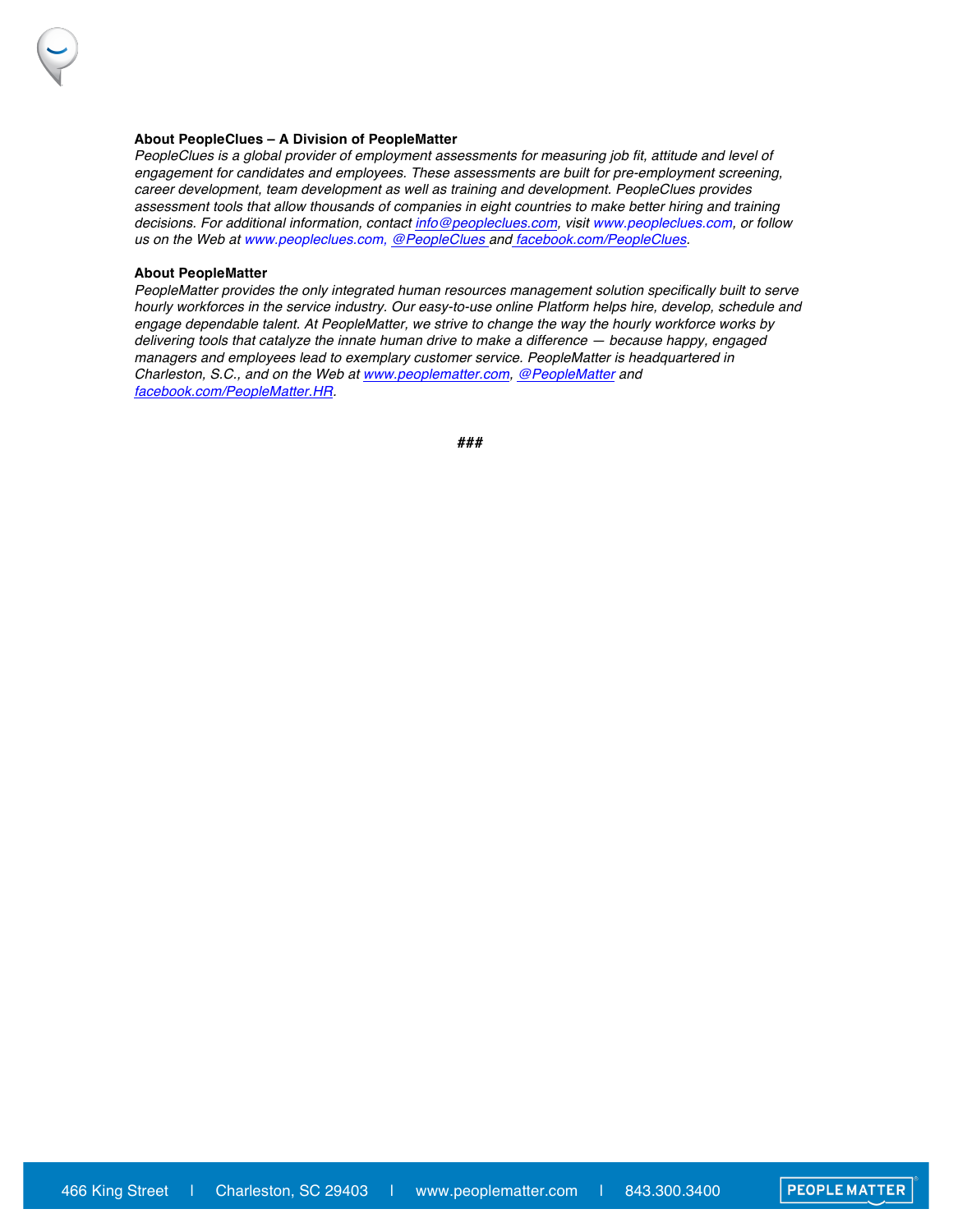**About PeopleClues – A Division of PeopleMatter**

*PeopleClues is a global provider of employment assessments for measuring job fit, attitude and level of engagement for candidates and employees. These assessments are built for pre-employment screening, career development, team development as well as training and development. PeopleClues provides assessment tools that allow thousands of companies in eight countries to make better hiring and training decisions. For additional information, contact info@peopleclues.com, visit www.peopleclues.com, or follow us on the Web at www.peopleclues.com, @PeopleClues and facebook.com/PeopleClues.*

**About PeopleMatter**

*PeopleMatter provides the only integrated human resources management solution specifically built to serve hourly workforces in the service industry. Our easy-to-use online Platform helps hire, develop, schedule and engage dependable talent. At PeopleMatter, we strive to change the way the hourly workforce works by delivering tools that catalyze the innate human drive to make a difference — because happy, engaged managers and employees lead to exemplary customer service. PeopleMatter is headquartered in Charleston, S.C., and on the Web at www.peoplematter.com, @PeopleMatter and facebook.com/PeopleMatter.HR.*

***###***

466 King Street | Charleston, SC 29403 | www.peoplematter.com | 843.300.3400